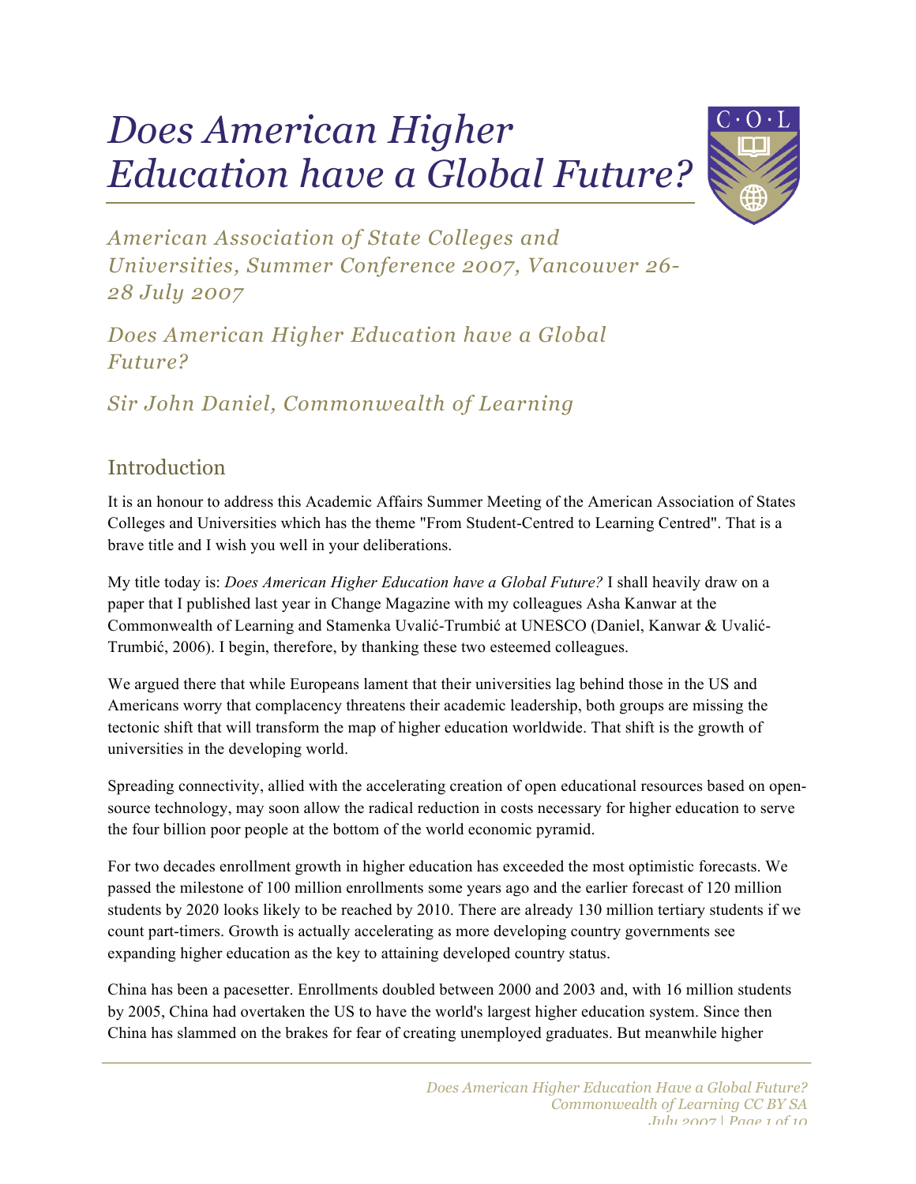# Does American Higher Education have a Global Future?

## *American Association of State Colleges and Universities, Summer Conference 2007, Vancouver 26-28 July 2007*

## *Does American Higher Education have a Global Future?*

## *Sir John Daniel, Commonwealth of Learning*

## Introduction

It is an honour to address this Academic Affairs Summer Meeting of the American Association of States Colleges and Universities which has the theme "From Student-Centred to Learning Centred". That is a brave title and I wish you well in your deliberations.

My title today is: *Does American Higher Education have a Global Future?* I shall heavily draw on a paper that I published last year in Change Magazine with my colleagues Asha Kanwar at the Commonwealth of Learning and Stamenka Uvalić-Trumbić at UNESCO (Daniel, Kanwar & Uvalić-Trumbić, 2006). I begin, therefore, by thanking these two esteemed colleagues.

We argued there that while Europeans lament that their universities lag behind those in the US and Americans worry that complacency threatens their academic leadership, both groups are missing the tectonic shift that will transform the map of higher education worldwide. That shift is the growth of universities in the developing world.

Spreading connectivity, allied with the accelerating creation of open educational resources based on open-source technology, may soon allow the radical reduction in costs necessary for higher education to serve the four billion poor people at the bottom of the world economic pyramid.

For two decades enrollment growth in higher education has exceeded the most optimistic forecasts. We passed the milestone of 100 million enrollments some years ago and the earlier forecast of 120 million students by 2020 looks likely to be reached by 2010. There are already 130 million tertiary students if we count part-timers. Growth is actually accelerating as more developing country governments see expanding higher education as the key to attaining developed country status.

China has been a pacesetter. Enrollments doubled between 2000 and 2003 and, with 16 million students by 2005, China had overtaken the US to have the world's largest higher education system. Since then China has slammed on the brakes for fear of creating unemployed graduates. But meanwhile higher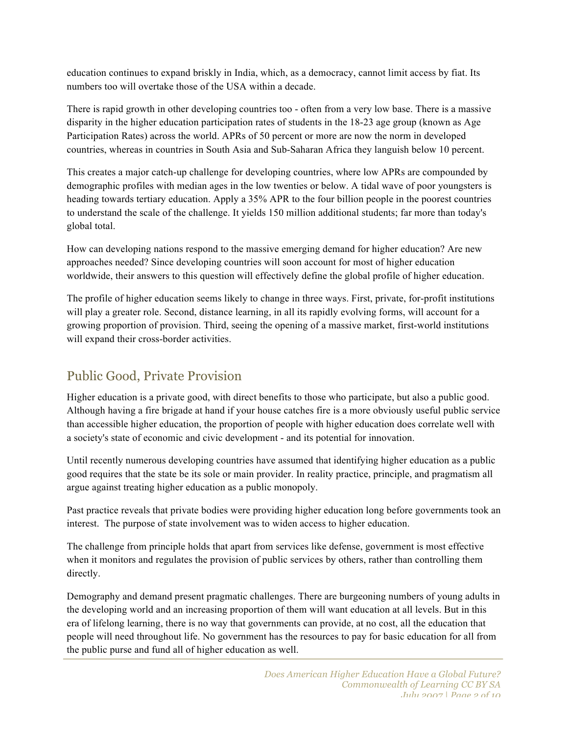education continues to expand briskly in India, which, as a democracy, cannot limit access by fiat. Its numbers too will overtake those of the USA within a decade.

There is rapid growth in other developing countries too - often from a very low base. There is a massive disparity in the higher education participation rates of students in the 18-23 age group (known as Age Participation Rates) across the world. APRs of 50 percent or more are now the norm in developed countries, whereas in countries in South Asia and Sub-Saharan Africa they languish below 10 percent.

This creates a major catch-up challenge for developing countries, where low APRs are compounded by demographic profiles with median ages in the low twenties or below. A tidal wave of poor youngsters is heading towards tertiary education. Apply a 35% APR to the four billion people in the poorest countries to understand the scale of the challenge. It yields 150 million additional students; far more than today's global total.

How can developing nations respond to the massive emerging demand for higher education? Are new approaches needed? Since developing countries will soon account for most of higher education worldwide, their answers to this question will effectively define the global profile of higher education.

The profile of higher education seems likely to change in three ways. First, private, for-profit institutions will play a greater role. Second, distance learning, in all its rapidly evolving forms, will account for a growing proportion of provision. Third, seeing the opening of a massive market, first-world institutions will expand their cross-border activities.

## Public Good, Private Provision

Higher education is a private good, with direct benefits to those who participate, but also a public good. Although having a fire brigade at hand if your house catches fire is a more obviously useful public service than accessible higher education, the proportion of people with higher education does correlate well with a society's state of economic and civic development - and its potential for innovation.

Until recently numerous developing countries have assumed that identifying higher education as a public good requires that the state be its sole or main provider. In reality practice, principle, and pragmatism all argue against treating higher education as a public monopoly.

Past practice reveals that private bodies were providing higher education long before governments took an interest. The purpose of state involvement was to widen access to higher education.

The challenge from principle holds that apart from services like defense, government is most effective when it monitors and regulates the provision of public services by others, rather than controlling them directly.

Demography and demand present pragmatic challenges. There are burgeoning numbers of young adults in the developing world and an increasing proportion of them will want education at all levels. But in this era of lifelong learning, there is no way that governments can provide, at no cost, all the education that people will need throughout life. No government has the resources to pay for basic education for all from the public purse and fund all of higher education as well.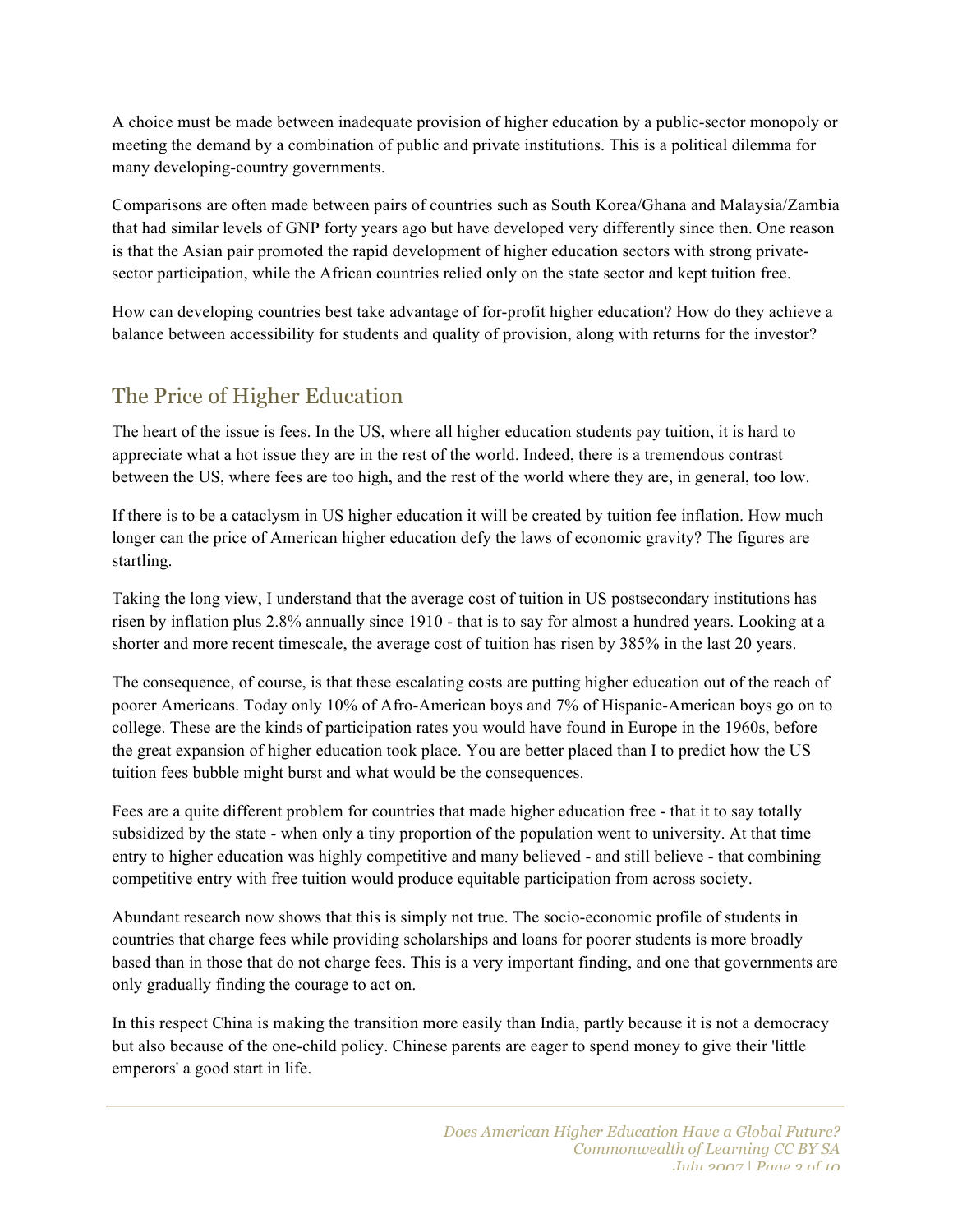A choice must be made between inadequate provision of higher education by a public-sector monopoly or meeting the demand by a combination of public and private institutions. This is a political dilemma for many developing-country governments.

Comparisons are often made between pairs of countries such as South Korea/Ghana and Malaysia/Zambia that had similar levels of GNP forty years ago but have developed very differently since then. One reason is that the Asian pair promoted the rapid development of higher education sectors with strong private-sector participation, while the African countries relied only on the state sector and kept tuition free.

How can developing countries best take advantage of for-profit higher education? How do they achieve a balance between accessibility for students and quality of provision, along with returns for the investor?

## The Price of Higher Education

The heart of the issue is fees. In the US, where all higher education students pay tuition, it is hard to appreciate what a hot issue they are in the rest of the world. Indeed, there is a tremendous contrast between the US, where fees are too high, and the rest of the world where they are, in general, too low.

If there is to be a cataclysm in US higher education it will be created by tuition fee inflation. How much longer can the price of American higher education defy the laws of economic gravity? The figures are startling.

Taking the long view, I understand that the average cost of tuition in US postsecondary institutions has risen by inflation plus 2.8% annually since 1910 - that is to say for almost a hundred years. Looking at a shorter and more recent timescale, the average cost of tuition has risen by 385% in the last 20 years.

The consequence, of course, is that these escalating costs are putting higher education out of the reach of poorer Americans. Today only 10% of Afro-American boys and 7% of Hispanic-American boys go on to college. These are the kinds of participation rates you would have found in Europe in the 1960s, before the great expansion of higher education took place. You are better placed than I to predict how the US tuition fees bubble might burst and what would be the consequences.

Fees are a quite different problem for countries that made higher education free - that it to say totally subsidized by the state - when only a tiny proportion of the population went to university. At that time entry to higher education was highly competitive and many believed - and still believe - that combining competitive entry with free tuition would produce equitable participation from across society.

Abundant research now shows that this is simply not true. The socio-economic profile of students in countries that charge fees while providing scholarships and loans for poorer students is more broadly based than in those that do not charge fees. This is a very important finding, and one that governments are only gradually finding the courage to act on.

In this respect China is making the transition more easily than India, partly because it is not a democracy but also because of the one-child policy. Chinese parents are eager to spend money to give their 'little emperors' a good start in life.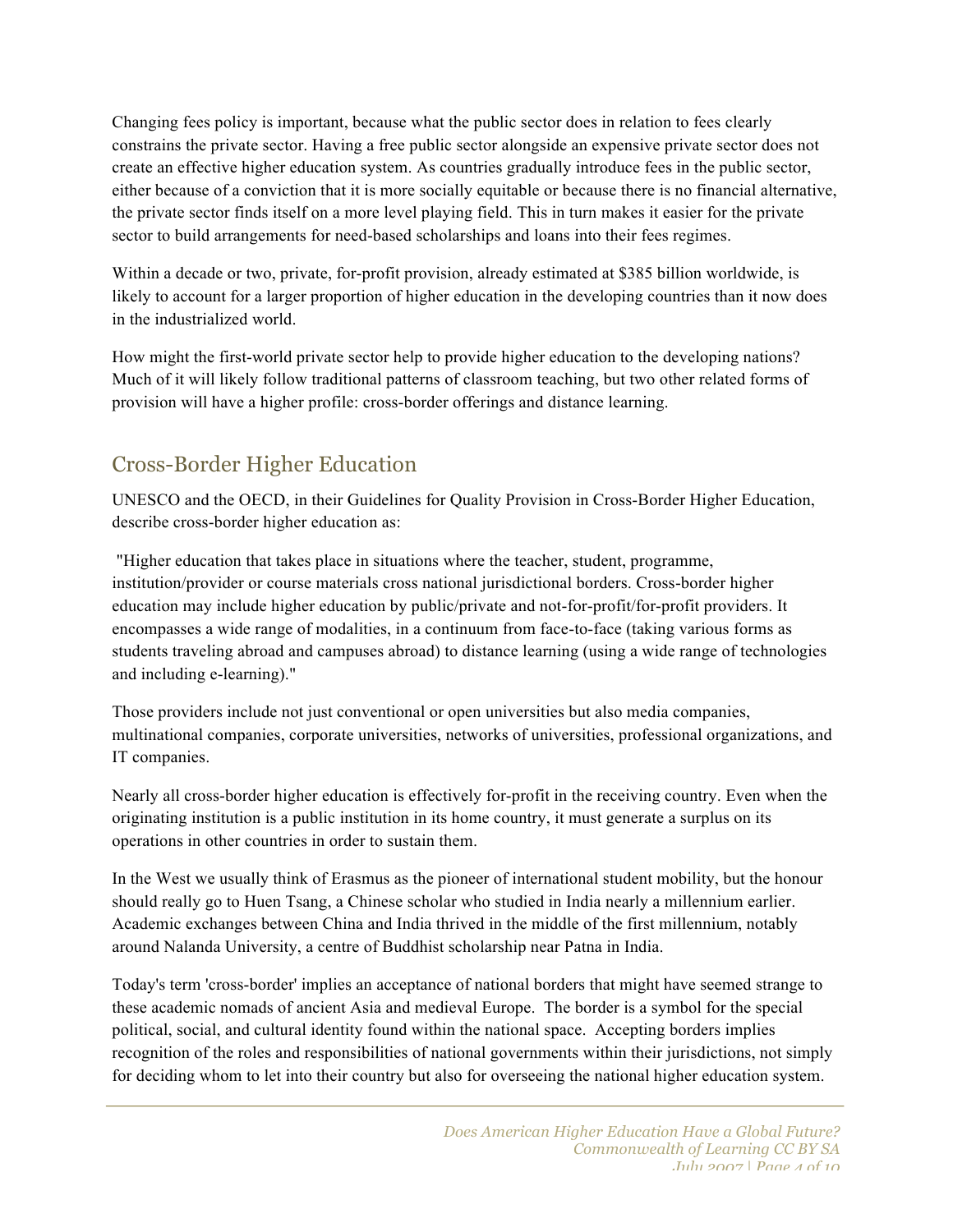Changing fees policy is important, because what the public sector does in relation to fees clearly constrains the private sector. Having a free public sector alongside an expensive private sector does not create an effective higher education system. As countries gradually introduce fees in the public sector, either because of a conviction that it is more socially equitable or because there is no financial alternative, the private sector finds itself on a more level playing field. This in turn makes it easier for the private sector to build arrangements for need-based scholarships and loans into their fees regimes.

Within a decade or two, private, for-profit provision, already estimated at $385 billion worldwide, is likely to account for a larger proportion of higher education in the developing countries than it now does in the industrialized world.

How might the first-world private sector help to provide higher education to the developing nations? Much of it will likely follow traditional patterns of classroom teaching, but two other related forms of provision will have a higher profile: cross-border offerings and distance learning.

## Cross-Border Higher Education

UNESCO and the OECD, in their Guidelines for Quality Provision in Cross-Border Higher Education, describe cross-border higher education as:

"Higher education that takes place in situations where the teacher, student, programme, institution/provider or course materials cross national jurisdictional borders. Cross-border higher education may include higher education by public/private and not-for-profit/for-profit providers. It encompasses a wide range of modalities, in a continuum from face-to-face (taking various forms as students traveling abroad and campuses abroad) to distance learning (using a wide range of technologies and including e-learning)."

Those providers include not just conventional or open universities but also media companies, multinational companies, corporate universities, networks of universities, professional organizations, and IT companies.

Nearly all cross-border higher education is effectively for-profit in the receiving country. Even when the originating institution is a public institution in its home country, it must generate a surplus on its operations in other countries in order to sustain them.

In the West we usually think of Erasmus as the pioneer of international student mobility, but the honour should really go to Huen Tsang, a Chinese scholar who studied in India nearly a millennium earlier. Academic exchanges between China and India thrived in the middle of the first millennium, notably around Nalanda University, a centre of Buddhist scholarship near Patna in India.

Today's term 'cross-border' implies an acceptance of national borders that might have seemed strange to these academic nomads of ancient Asia and medieval Europe. The border is a symbol for the special political, social, and cultural identity found within the national space. Accepting borders implies recognition of the roles and responsibilities of national governments within their jurisdictions, not simply for deciding whom to let into their country but also for overseeing the national higher education system.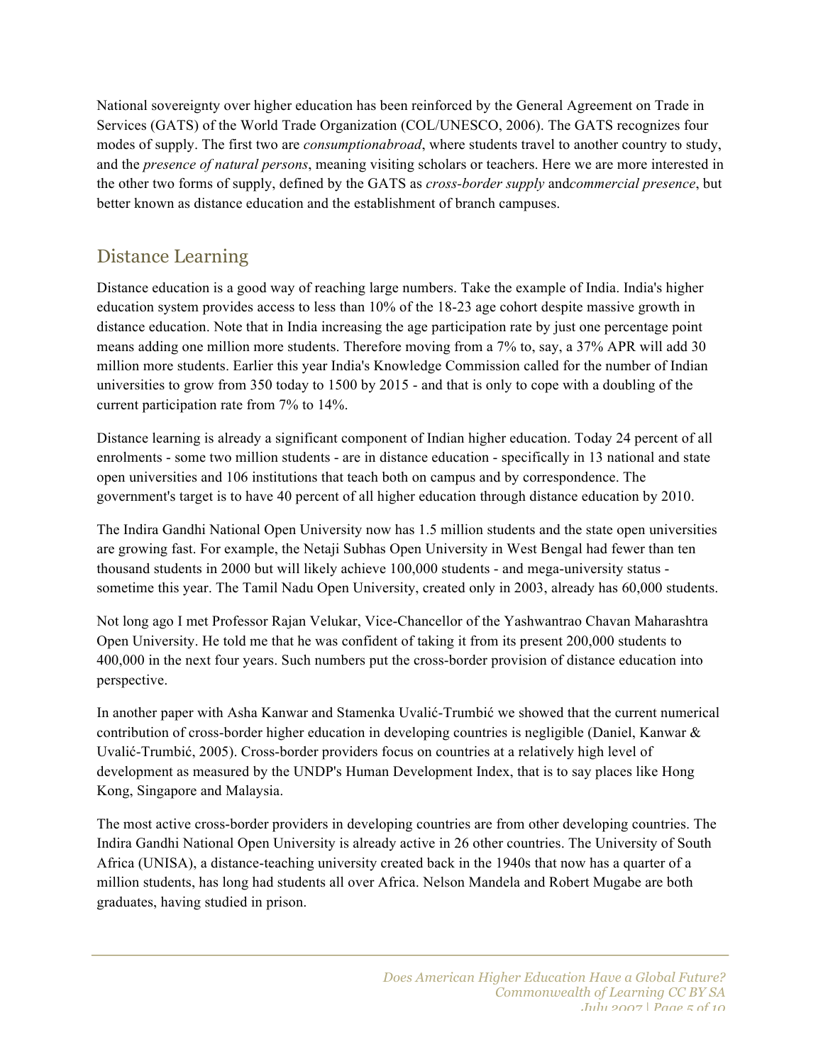National sovereignty over higher education has been reinforced by the General Agreement on Trade in Services (GATS) of the World Trade Organization (COL/UNESCO, 2006). The GATS recognizes four modes of supply. The first two are *consumptionabroad*, where students travel to another country to study, and the *presence of natural persons*, meaning visiting scholars or teachers. Here we are more interested in the other two forms of supply, defined by the GATS as *cross-border supply* and*commercial presence*, but better known as distance education and the establishment of branch campuses.

## Distance Learning

Distance education is a good way of reaching large numbers. Take the example of India. India's higher education system provides access to less than 10% of the 18-23 age cohort despite massive growth in distance education. Note that in India increasing the age participation rate by just one percentage point means adding one million more students. Therefore moving from a 7% to, say, a 37% APR will add 30 million more students. Earlier this year India's Knowledge Commission called for the number of Indian universities to grow from 350 today to 1500 by 2015 - and that is only to cope with a doubling of the current participation rate from 7% to 14%.

Distance learning is already a significant component of Indian higher education. Today 24 percent of all enrolments - some two million students - are in distance education - specifically in 13 national and state open universities and 106 institutions that teach both on campus and by correspondence. The government's target is to have 40 percent of all higher education through distance education by 2010.

The Indira Gandhi National Open University now has 1.5 million students and the state open universities are growing fast. For example, the Netaji Subhas Open University in West Bengal had fewer than ten thousand students in 2000 but will likely achieve 100,000 students - and mega-university status - sometime this year. The Tamil Nadu Open University, created only in 2003, already has 60,000 students.

Not long ago I met Professor Rajan Velukar, Vice-Chancellor of the Yashwantrao Chavan Maharashtra Open University. He told me that he was confident of taking it from its present 200,000 students to 400,000 in the next four years. Such numbers put the cross-border provision of distance education into perspective.

In another paper with Asha Kanwar and Stamenka Uvalić-Trumbić we showed that the current numerical contribution of cross-border higher education in developing countries is negligible (Daniel, Kanwar & Uvalić-Trumbić, 2005). Cross-border providers focus on countries at a relatively high level of development as measured by the UNDP's Human Development Index, that is to say places like Hong Kong, Singapore and Malaysia.

The most active cross-border providers in developing countries are from other developing countries. The Indira Gandhi National Open University is already active in 26 other countries. The University of South Africa (UNISA), a distance-teaching university created back in the 1940s that now has a quarter of a million students, has long had students all over Africa. Nelson Mandela and Robert Mugabe are both graduates, having studied in prison.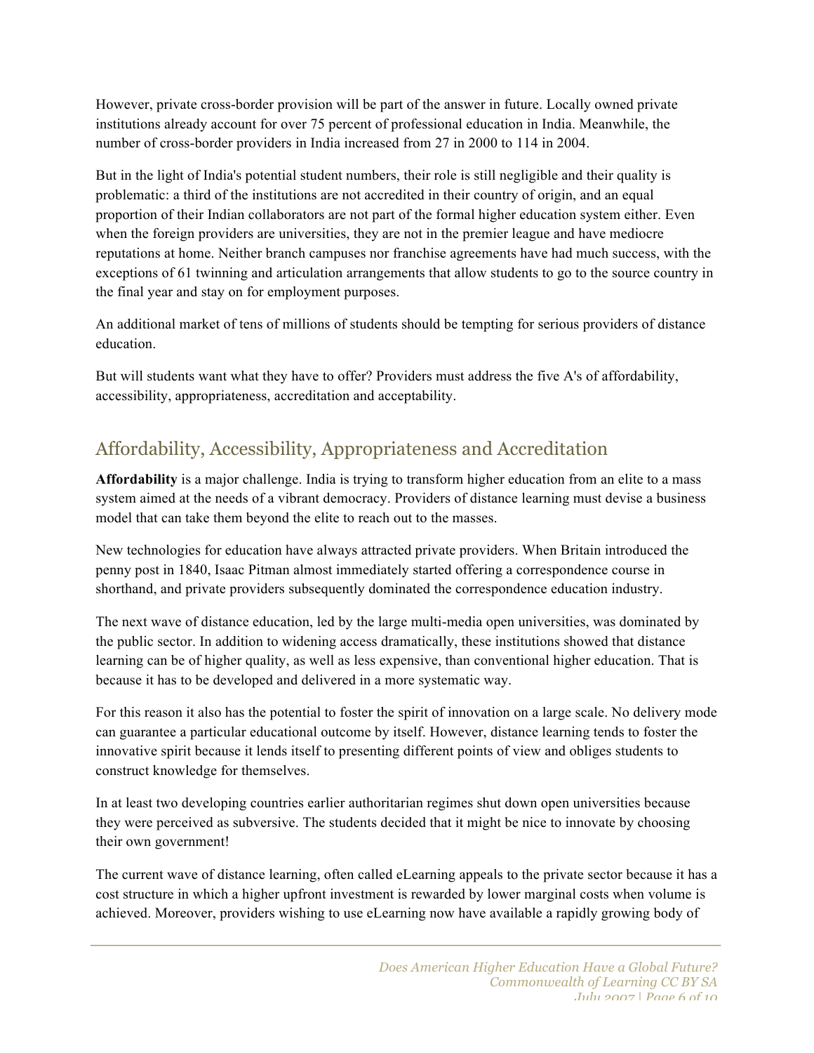However, private cross-border provision will be part of the answer in future. Locally owned private institutions already account for over 75 percent of professional education in India. Meanwhile, the number of cross-border providers in India increased from 27 in 2000 to 114 in 2004.

But in the light of India's potential student numbers, their role is still negligible and their quality is problematic: a third of the institutions are not accredited in their country of origin, and an equal proportion of their Indian collaborators are not part of the formal higher education system either. Even when the foreign providers are universities, they are not in the premier league and have mediocre reputations at home. Neither branch campuses nor franchise agreements have had much success, with the exceptions of 61 twinning and articulation arrangements that allow students to go to the source country in the final year and stay on for employment purposes.

An additional market of tens of millions of students should be tempting for serious providers of distance education.

But will students want what they have to offer? Providers must address the five A's of affordability, accessibility, appropriateness, accreditation and acceptability.

## Affordability, Accessibility, Appropriateness and Accreditation

**Affordability** is a major challenge. India is trying to transform higher education from an elite to a mass system aimed at the needs of a vibrant democracy. Providers of distance learning must devise a business model that can take them beyond the elite to reach out to the masses.

New technologies for education have always attracted private providers. When Britain introduced the penny post in 1840, Isaac Pitman almost immediately started offering a correspondence course in shorthand, and private providers subsequently dominated the correspondence education industry.

The next wave of distance education, led by the large multi-media open universities, was dominated by the public sector. In addition to widening access dramatically, these institutions showed that distance learning can be of higher quality, as well as less expensive, than conventional higher education. That is because it has to be developed and delivered in a more systematic way.

For this reason it also has the potential to foster the spirit of innovation on a large scale. No delivery mode can guarantee a particular educational outcome by itself. However, distance learning tends to foster the innovative spirit because it lends itself to presenting different points of view and obliges students to construct knowledge for themselves.

In at least two developing countries earlier authoritarian regimes shut down open universities because they were perceived as subversive. The students decided that it might be nice to innovate by choosing their own government!

The current wave of distance learning, often called eLearning appeals to the private sector because it has a cost structure in which a higher upfront investment is rewarded by lower marginal costs when volume is achieved. Moreover, providers wishing to use eLearning now have available a rapidly growing body of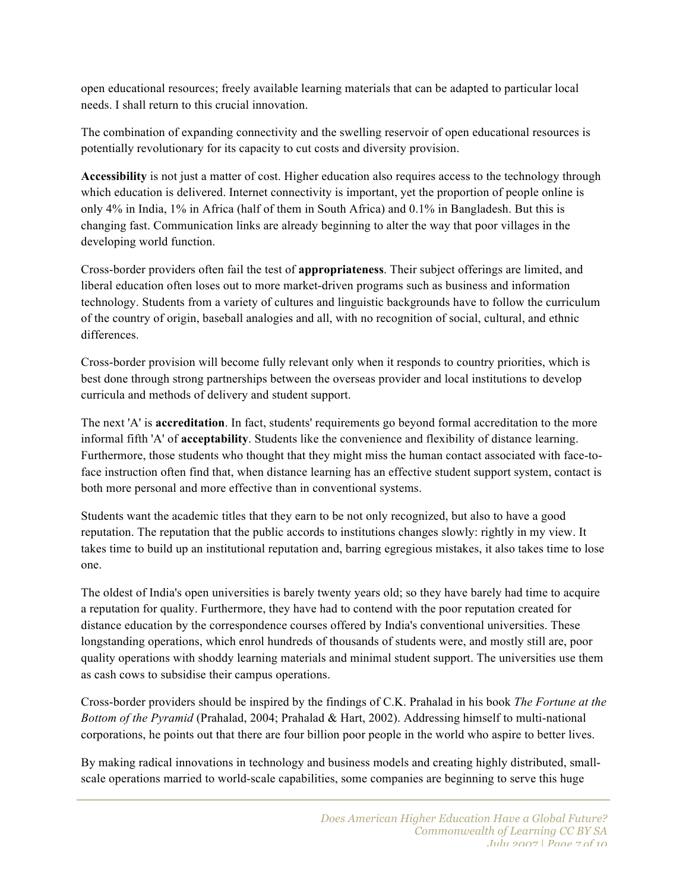open educational resources; freely available learning materials that can be adapted to particular local needs. I shall return to this crucial innovation.

The combination of expanding connectivity and the swelling reservoir of open educational resources is potentially revolutionary for its capacity to cut costs and diversity provision.

**Accessibility** is not just a matter of cost. Higher education also requires access to the technology through which education is delivered. Internet connectivity is important, yet the proportion of people online is only 4% in India, 1% in Africa (half of them in South Africa) and 0.1% in Bangladesh. But this is changing fast. Communication links are already beginning to alter the way that poor villages in the developing world function.

Cross-border providers often fail the test of **appropriateness**. Their subject offerings are limited, and liberal education often loses out to more market-driven programs such as business and information technology. Students from a variety of cultures and linguistic backgrounds have to follow the curriculum of the country of origin, baseball analogies and all, with no recognition of social, cultural, and ethnic differences.

Cross-border provision will become fully relevant only when it responds to country priorities, which is best done through strong partnerships between the overseas provider and local institutions to develop curricula and methods of delivery and student support.

The next 'A' is **accreditation**. In fact, students' requirements go beyond formal accreditation to the more informal fifth 'A' of **acceptability**. Students like the convenience and flexibility of distance learning. Furthermore, those students who thought that they might miss the human contact associated with face-to-face instruction often find that, when distance learning has an effective student support system, contact is both more personal and more effective than in conventional systems.

Students want the academic titles that they earn to be not only recognized, but also to have a good reputation. The reputation that the public accords to institutions changes slowly: rightly in my view. It takes time to build up an institutional reputation and, barring egregious mistakes, it also takes time to lose one.

The oldest of India's open universities is barely twenty years old; so they have barely had time to acquire a reputation for quality. Furthermore, they have had to contend with the poor reputation created for distance education by the correspondence courses offered by India's conventional universities. These longstanding operations, which enrol hundreds of thousands of students were, and mostly still are, poor quality operations with shoddy learning materials and minimal student support. The universities use them as cash cows to subsidise their campus operations.

Cross-border providers should be inspired by the findings of C.K. Prahalad in his book *The Fortune at the Bottom of the Pyramid* (Prahalad, 2004; Prahalad & Hart, 2002). Addressing himself to multi-national corporations, he points out that there are four billion poor people in the world who aspire to better lives.

By making radical innovations in technology and business models and creating highly distributed, small-scale operations married to world-scale capabilities, some companies are beginning to serve this huge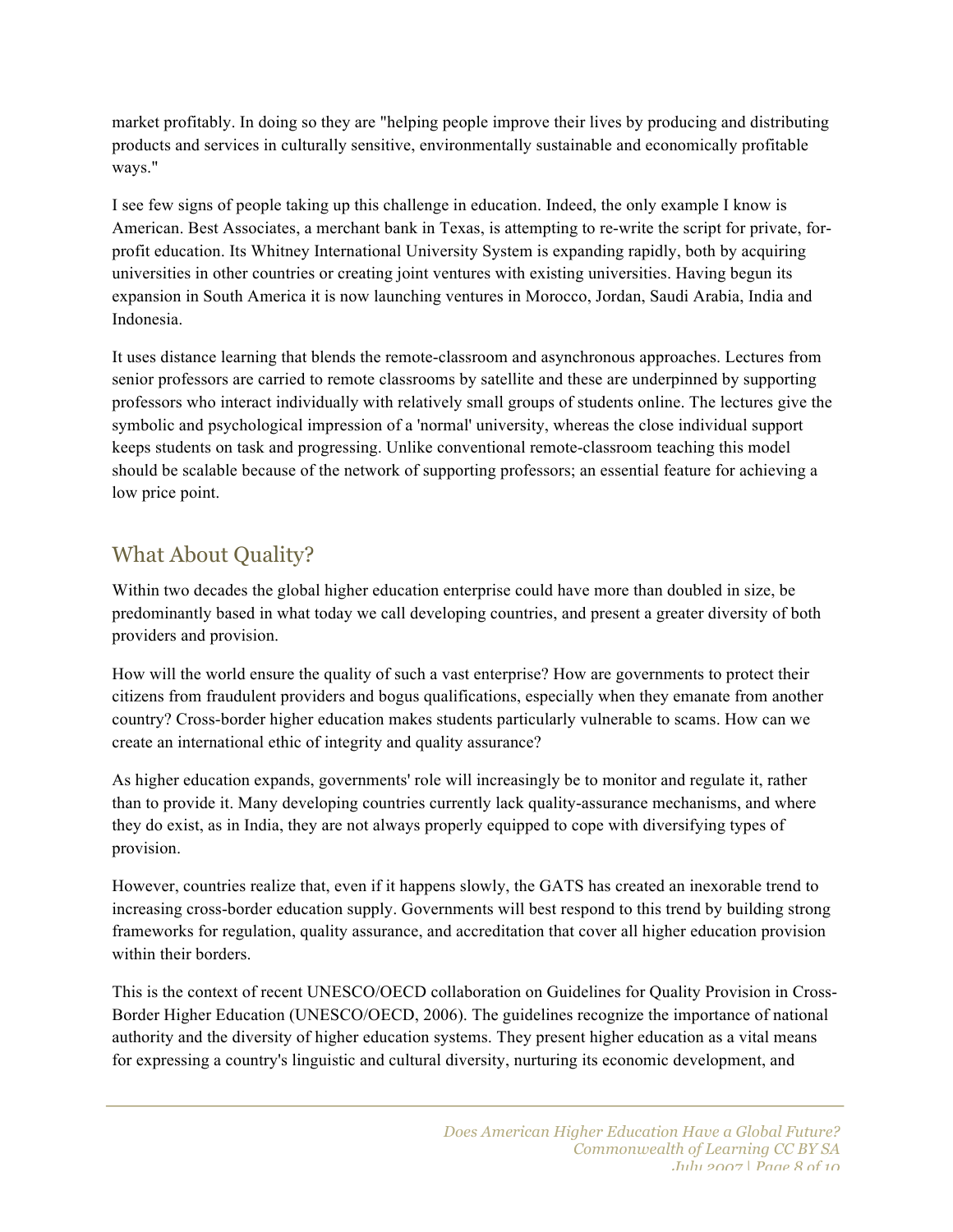market profitably. In doing so they are "helping people improve their lives by producing and distributing products and services in culturally sensitive, environmentally sustainable and economically profitable ways."

I see few signs of people taking up this challenge in education. Indeed, the only example I know is American. Best Associates, a merchant bank in Texas, is attempting to re-write the script for private, for-profit education. Its Whitney International University System is expanding rapidly, both by acquiring universities in other countries or creating joint ventures with existing universities. Having begun its expansion in South America it is now launching ventures in Morocco, Jordan, Saudi Arabia, India and Indonesia.

It uses distance learning that blends the remote-classroom and asynchronous approaches. Lectures from senior professors are carried to remote classrooms by satellite and these are underpinned by supporting professors who interact individually with relatively small groups of students online. The lectures give the symbolic and psychological impression of a 'normal' university, whereas the close individual support keeps students on task and progressing. Unlike conventional remote-classroom teaching this model should be scalable because of the network of supporting professors; an essential feature for achieving a low price point.

## What About Quality?

Within two decades the global higher education enterprise could have more than doubled in size, be predominantly based in what today we call developing countries, and present a greater diversity of both providers and provision.

How will the world ensure the quality of such a vast enterprise? How are governments to protect their citizens from fraudulent providers and bogus qualifications, especially when they emanate from another country? Cross-border higher education makes students particularly vulnerable to scams. How can we create an international ethic of integrity and quality assurance?

As higher education expands, governments' role will increasingly be to monitor and regulate it, rather than to provide it. Many developing countries currently lack quality-assurance mechanisms, and where they do exist, as in India, they are not always properly equipped to cope with diversifying types of provision.

However, countries realize that, even if it happens slowly, the GATS has created an inexorable trend to increasing cross-border education supply. Governments will best respond to this trend by building strong frameworks for regulation, quality assurance, and accreditation that cover all higher education provision within their borders.

This is the context of recent UNESCO/OECD collaboration on Guidelines for Quality Provision in Cross-Border Higher Education (UNESCO/OECD, 2006). The guidelines recognize the importance of national authority and the diversity of higher education systems. They present higher education as a vital means for expressing a country's linguistic and cultural diversity, nurturing its economic development, and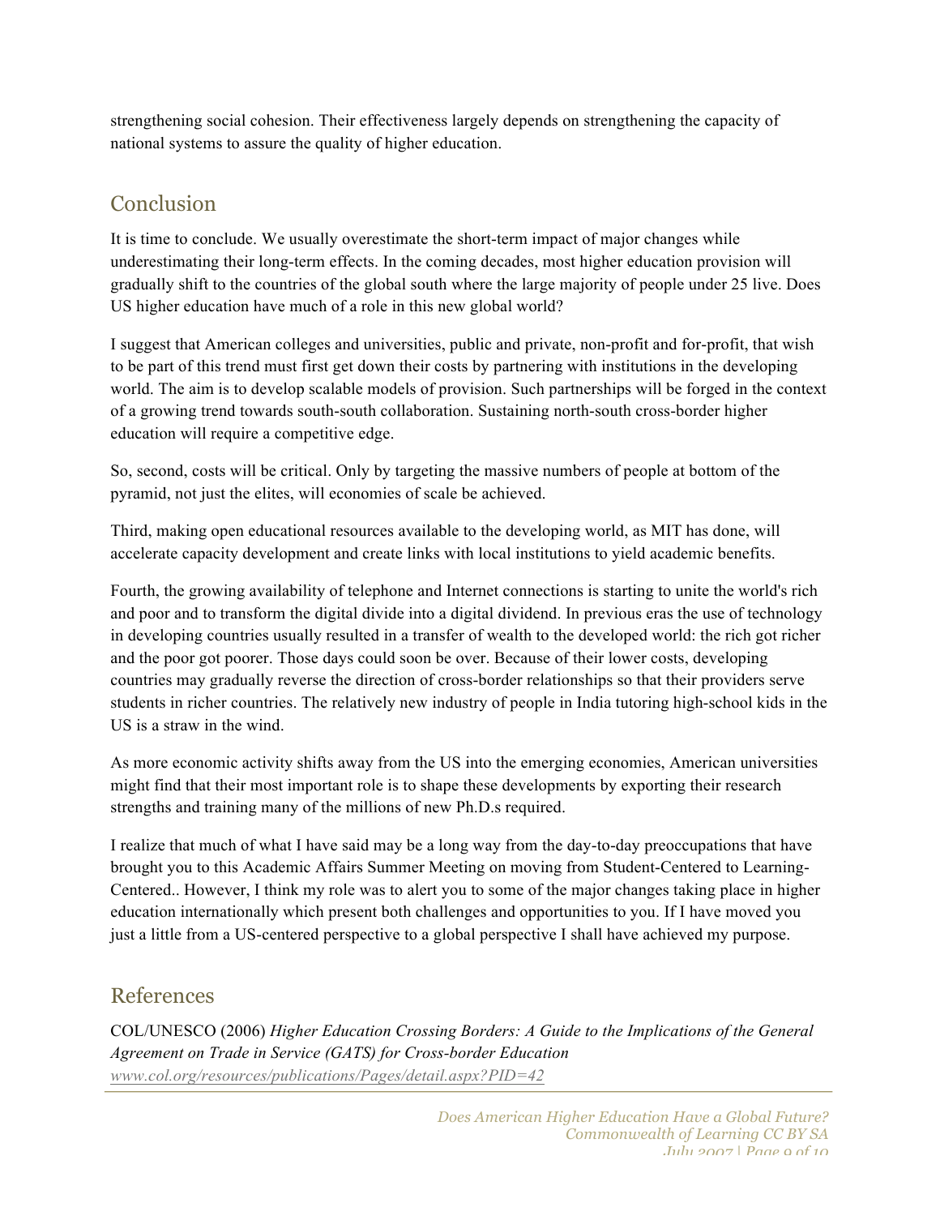strengthening social cohesion. Their effectiveness largely depends on strengthening the capacity of national systems to assure the quality of higher education.

## Conclusion

It is time to conclude. We usually overestimate the short-term impact of major changes while underestimating their long-term effects. In the coming decades, most higher education provision will gradually shift to the countries of the global south where the large majority of people under 25 live. Does US higher education have much of a role in this new global world?

I suggest that American colleges and universities, public and private, non-profit and for-profit, that wish to be part of this trend must first get down their costs by partnering with institutions in the developing world. The aim is to develop scalable models of provision. Such partnerships will be forged in the context of a growing trend towards south-south collaboration. Sustaining north-south cross-border higher education will require a competitive edge.

So, second, costs will be critical. Only by targeting the massive numbers of people at bottom of the pyramid, not just the elites, will economies of scale be achieved.

Third, making open educational resources available to the developing world, as MIT has done, will accelerate capacity development and create links with local institutions to yield academic benefits.

Fourth, the growing availability of telephone and Internet connections is starting to unite the world's rich and poor and to transform the digital divide into a digital dividend. In previous eras the use of technology in developing countries usually resulted in a transfer of wealth to the developed world: the rich got richer and the poor got poorer. Those days could soon be over. Because of their lower costs, developing countries may gradually reverse the direction of cross-border relationships so that their providers serve students in richer countries. The relatively new industry of people in India tutoring high-school kids in the US is a straw in the wind.

As more economic activity shifts away from the US into the emerging economies, American universities might find that their most important role is to shape these developments by exporting their research strengths and training many of the millions of new Ph.D.s required.

I realize that much of what I have said may be a long way from the day-to-day preoccupations that have brought you to this Academic Affairs Summer Meeting on moving from Student-Centered to Learning-Centered.. However, I think my role was to alert you to some of the major changes taking place in higher education internationally which present both challenges and opportunities to you. If I have moved you just a little from a US-centered perspective to a global perspective I shall have achieved my purpose.

## References

COL/UNESCO (2006) *Higher Education Crossing Borders: A Guide to the Implications of the General Agreement on Trade in Service (GATS) for Cross-border Education* www.col.org/resources/publications/Pages/detail.aspx?PID=42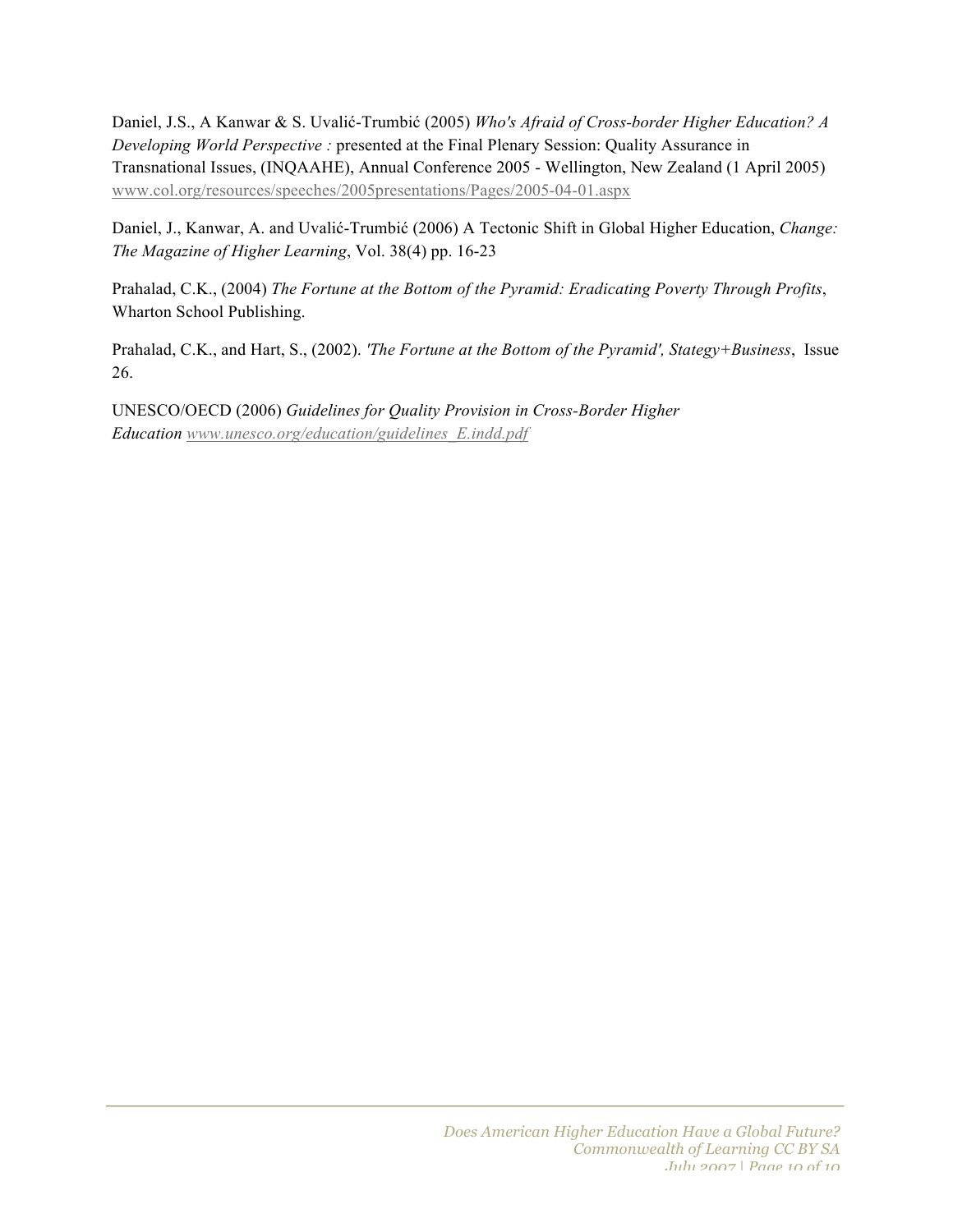Daniel, J.S., A Kanwar & S. Uvalić-Trumbić (2005) *Who's Afraid of Cross-border Higher Education? A Developing World Perspective :* presented at the Final Plenary Session: Quality Assurance in Transnational Issues, (INQAAHE), Annual Conference 2005 - Wellington, New Zealand (1 April 2005) www.col.org/resources/speeches/2005presentations/Pages/2005-04-01.aspx

Daniel, J., Kanwar, A. and Uvalić-Trumbić (2006) A Tectonic Shift in Global Higher Education, *Change: The Magazine of Higher Learning*, Vol. 38(4) pp. 16-23

Prahalad, C.K., (2004) *The Fortune at the Bottom of the Pyramid: Eradicating Poverty Through Profits*, Wharton School Publishing.

Prahalad, C.K., and Hart, S., (2002). *'The Fortune at the Bottom of the Pyramid', Stategy+Business*, Issue 26.

UNESCO/OECD (2006) *Guidelines for Quality Provision in Cross-Border Higher Education* www.unesco.org/education/guidelines_E.indd.pdf